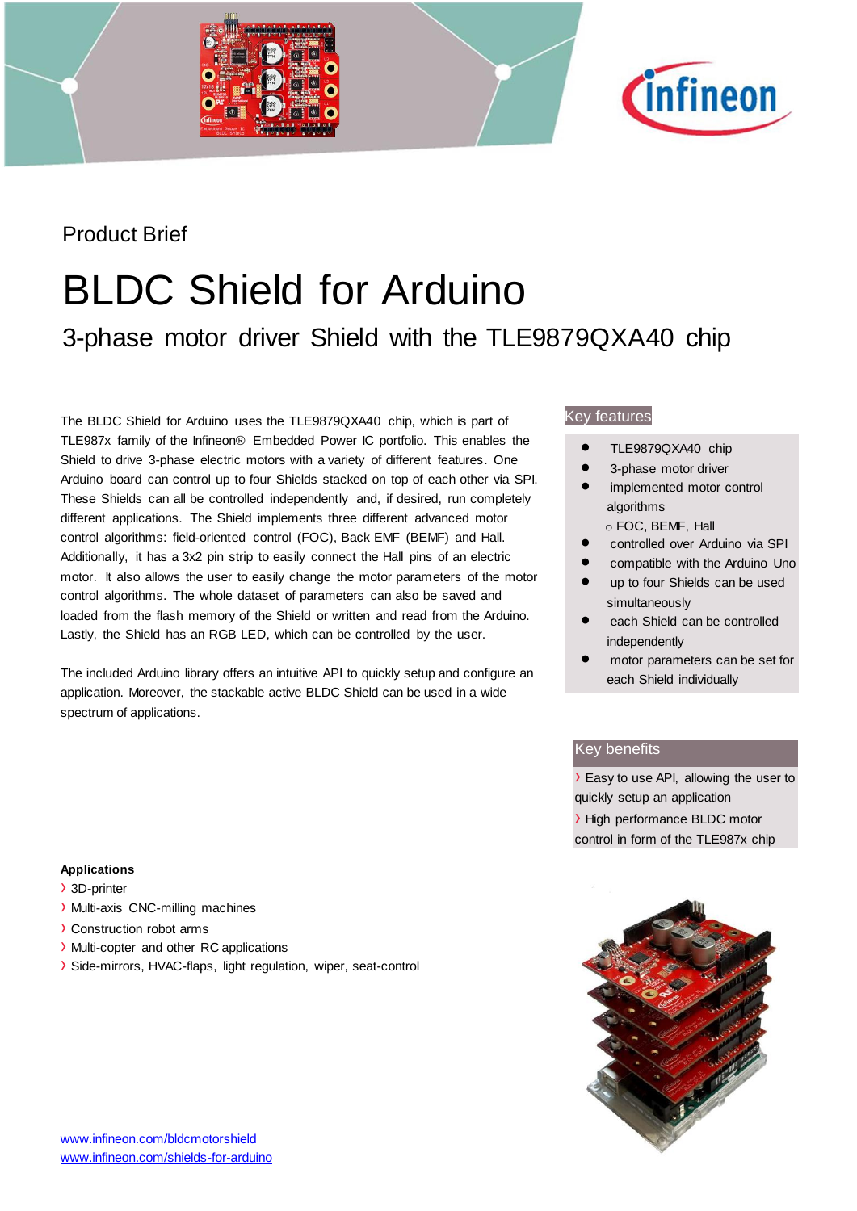Product Brief

# BLDC Shield for Arduino

## 3-phase motor driver Shield with the TLE9879QXA40 chip

The BLDC Shield for Arduino uses the TLE9879QXA40 chip, which is part of TLE987x family of the Infineon® Embedded Power IC portfolio. This enables the Shield to drive 3-phase electric motors with a variety of different features. One Arduino board can control up to four Shields stacked on top of each other via SPI. These Shields can all be controlled independently and, if desired, run completely different applications. The Shield implements three different advanced motor control algorithms: field-oriented control (FOC), Back EMF (BEMF) and Hall. Additionally, it has a 3x2 pin strip to easily connect the Hall pins of an electric motor. It also allows the user to easily change the motor parameters of the motor control algorithms. The whole dataset of parameters can also be saved and loaded from the flash memory of the Shield or written and read from the Arduino. Lastly, the Shield has an RGB LED, which can be controlled by the user.

The included Arduino library offers an intuitive API to quickly setup and configure an application. Moreover, the stackable active BLDC Shield can be used in a wide spectrum of applications.

### Key features

- TLE9879QXA40 chip
- 3-phase motor driver
- implemented motor control algorithms
  - FOC, BEMF, Hall
- controlled over Arduino via SPI
- compatible with the Arduino Uno
- up to four Shields can be used simultaneously
- each Shield can be controlled independently
- motor parameters can be set for each Shield individually

### Key benefits

- Easy to use API, allowing the user to quickly setup an application
- High performance BLDC motor control in form of the TLE987x chip

**Applications**

- 3D-printer
- Multi-axis CNC-milling machines
- Construction robot arms
- Multi-copter and other RC applications
- Side-mirrors, HVAC-flaps, light regulation, wiper, seat-control

www.infineon.com/bldcmotorshield
www.infineon.com/shields-for-arduino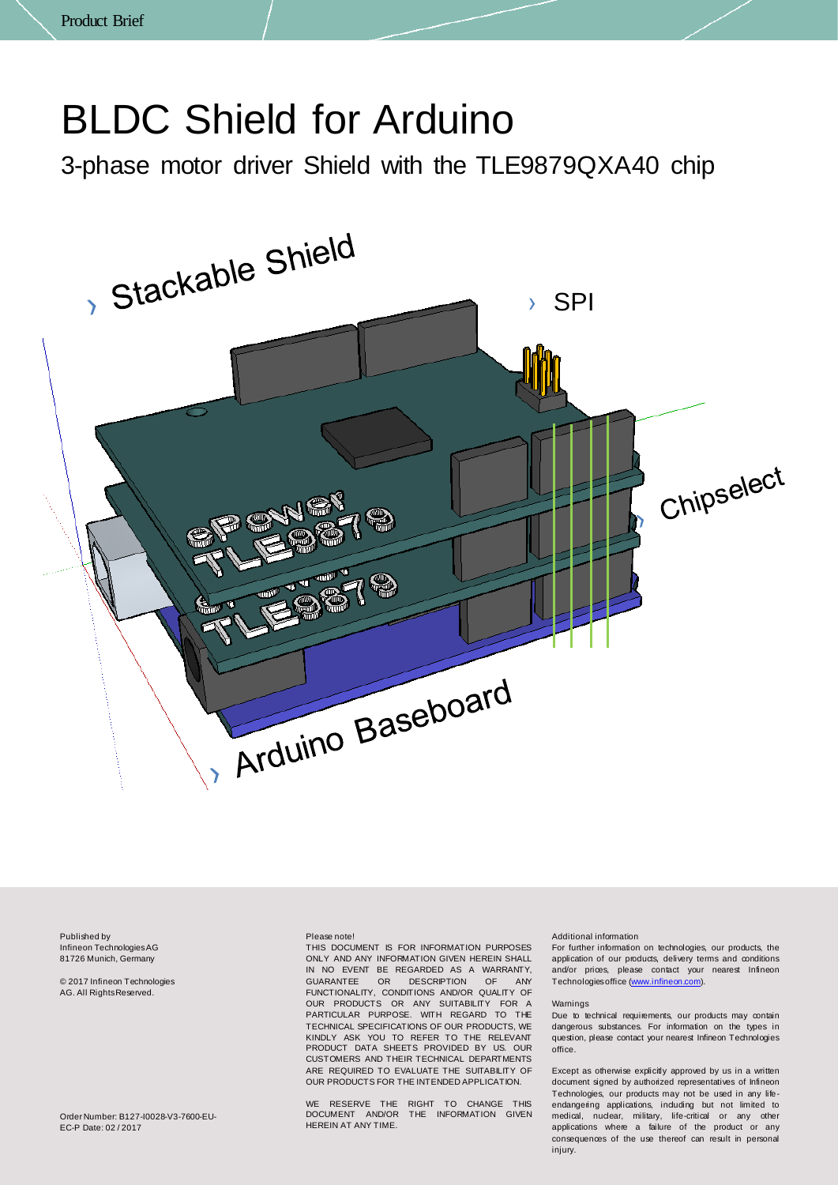# BLDC Shield for Arduino

3-phase motor driver Shield with the TLE9879QXA40 chip

› Stackable Shield

› SPI

› Chipselect

› Arduino Baseboard

Published by
Infineon Technologies AG
81726 Munich, Germany

© 2017 Infineon Technologies AG. All Rights Reserved.

Order Number: B127-I0028-V3-7600-EU-EC-P Date: 02 / 2017

Please note!
THIS DOCUMENT IS FOR INFORMATION PURPOSES ONLY AND ANY INFORMATION GIVEN HEREIN SHALL IN NO EVENT BE REGARDED AS A WARRANTY, GUARANTEE OR DESCRIPTION OF ANY FUNCTIONALITY, CONDITIONS AND/OR QUALITY OF OUR PRODUCTS OR ANY SUITABILITY FOR A PARTICULAR PURPOSE. WITH REGARD TO THE TECHNICAL SPECIFICATIONS OF OUR PRODUCTS, WE KINDLY ASK YOU TO REFER TO THE RELEVANT PRODUCT DATA SHEETS PROVIDED BY US. OUR CUSTOMERS AND THEIR TECHNICAL DEPARTMENTS ARE REQUIRED TO EVALUATE THE SUITABILITY OF OUR PRODUCTS FOR THE INTENDED APPLICATION.

WE RESERVE THE RIGHT TO CHANGE THIS DOCUMENT AND/OR THE INFORMATION GIVEN HEREIN AT ANY TIME.

Additional information
For further information on technologies, our products, the application of our products, delivery terms and conditions and/or prices, please contact your nearest Infineon Technologies office (www.infineon.com).

Warnings
Due to technical requirements, our products may contain dangerous substances. For information on the types in question, please contact your nearest Infineon Technologies office.

Except as otherwise explicitly approved by us in a written document signed by authorized representatives of Infineon Technologies, our products may not be used in any life-endangering applications, including but not limited to medical, nuclear, military, life-critical or any other applications where a failure of the product or any consequences of the use thereof can result in personal injury.